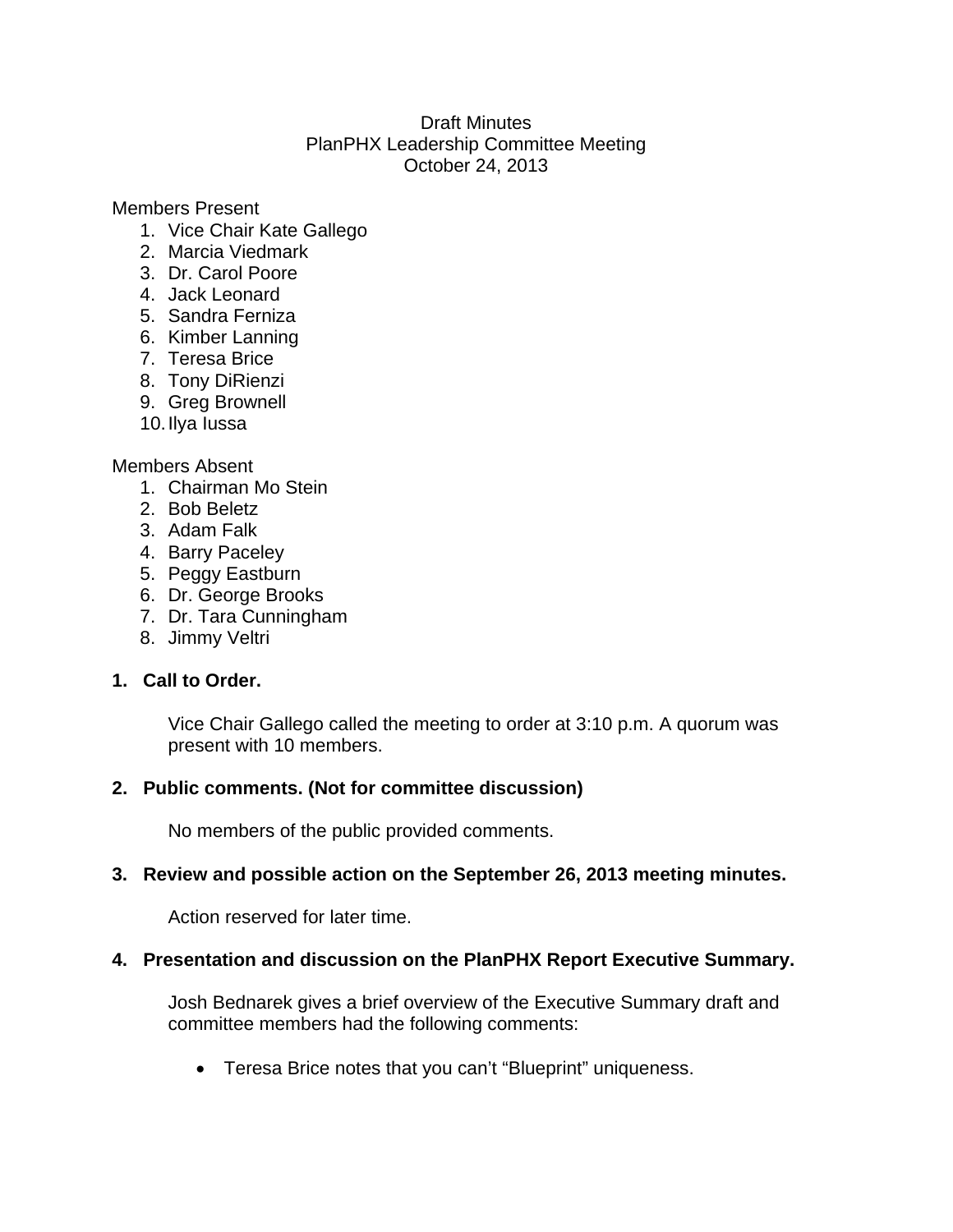Draft Minutes
PlanPHX Leadership Committee Meeting
October 24, 2013

Members Present

1. Vice Chair Kate Gallego
2. Marcia Viedmark
3. Dr. Carol Poore
4. Jack Leonard
5. Sandra Ferniza
6. Kimber Lanning
7. Teresa Brice
8. Tony DiRienzi
9. Greg Brownell
10. Ilya Iussa

Members Absent

1. Chairman Mo Stein
2. Bob Beletz
3. Adam Falk
4. Barry Paceley
5. Peggy Eastburn
6. Dr. George Brooks
7. Dr. Tara Cunningham
8. Jimmy Veltri

**1. Call to Order.**

Vice Chair Gallego called the meeting to order at 3:10 p.m. A quorum was present with 10 members.

**2. Public comments. (Not for committee discussion)**

No members of the public provided comments.

**3. Review and possible action on the September 26, 2013 meeting minutes.**

Action reserved for later time.

**4. Presentation and discussion on the PlanPHX Report Executive Summary.**

Josh Bednarek gives a brief overview of the Executive Summary draft and committee members had the following comments:

- Teresa Brice notes that you can't "Blueprint" uniqueness.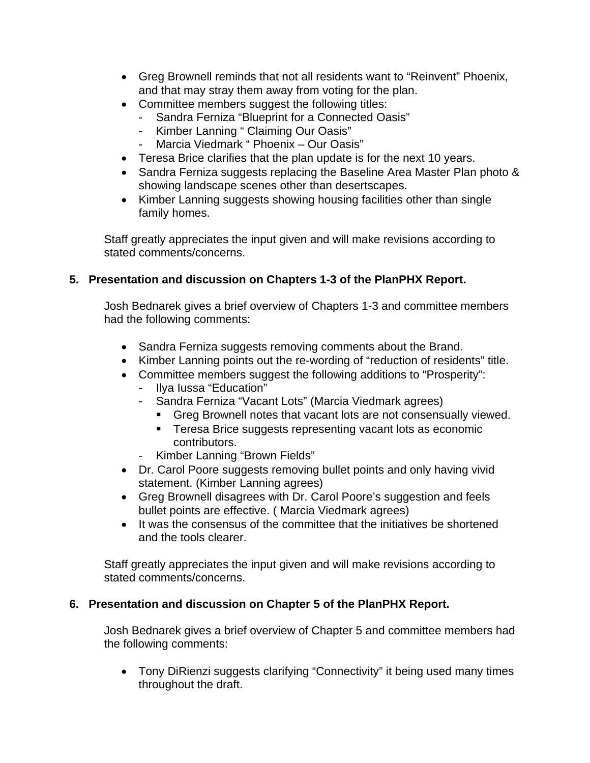- Greg Brownell reminds that not all residents want to "Reinvent" Phoenix, and that may stray them away from voting for the plan.
- Committee members suggest the following titles:
  - Sandra Ferniza "Blueprint for a Connected Oasis"
  - Kimber Lanning " Claiming Our Oasis"
  - Marcia Viedmark " Phoenix – Our Oasis"
- Teresa Brice clarifies that the plan update is for the next 10 years.
- Sandra Ferniza suggests replacing the Baseline Area Master Plan photo & showing landscape scenes other than desertscapes.
- Kimber Lanning suggests showing housing facilities other than single family homes.

Staff greatly appreciates the input given and will make revisions according to stated comments/concerns.

**5. Presentation and discussion on Chapters 1-3 of the PlanPHX Report.**

Josh Bednarek gives a brief overview of Chapters 1-3 and committee members had the following comments:

- Sandra Ferniza suggests removing comments about the Brand.
- Kimber Lanning points out the re-wording of "reduction of residents" title.
- Committee members suggest the following additions to "Prosperity":
  - Ilya Iussa "Education"
  - Sandra Ferniza "Vacant Lots" (Marcia Viedmark agrees)
    - Greg Brownell notes that vacant lots are not consensually viewed.
    - Teresa Brice suggests representing vacant lots as economic contributors.
  - Kimber Lanning "Brown Fields"
- Dr. Carol Poore suggests removing bullet points and only having vivid statement. (Kimber Lanning agrees)
- Greg Brownell disagrees with Dr. Carol Poore's suggestion and feels bullet points are effective. ( Marcia Viedmark agrees)
- It was the consensus of the committee that the initiatives be shortened and the tools clearer.

Staff greatly appreciates the input given and will make revisions according to stated comments/concerns.

**6. Presentation and discussion on Chapter 5 of the PlanPHX Report.**

Josh Bednarek gives a brief overview of Chapter 5 and committee members had the following comments:

- Tony DiRienzi suggests clarifying "Connectivity" it being used many times throughout the draft.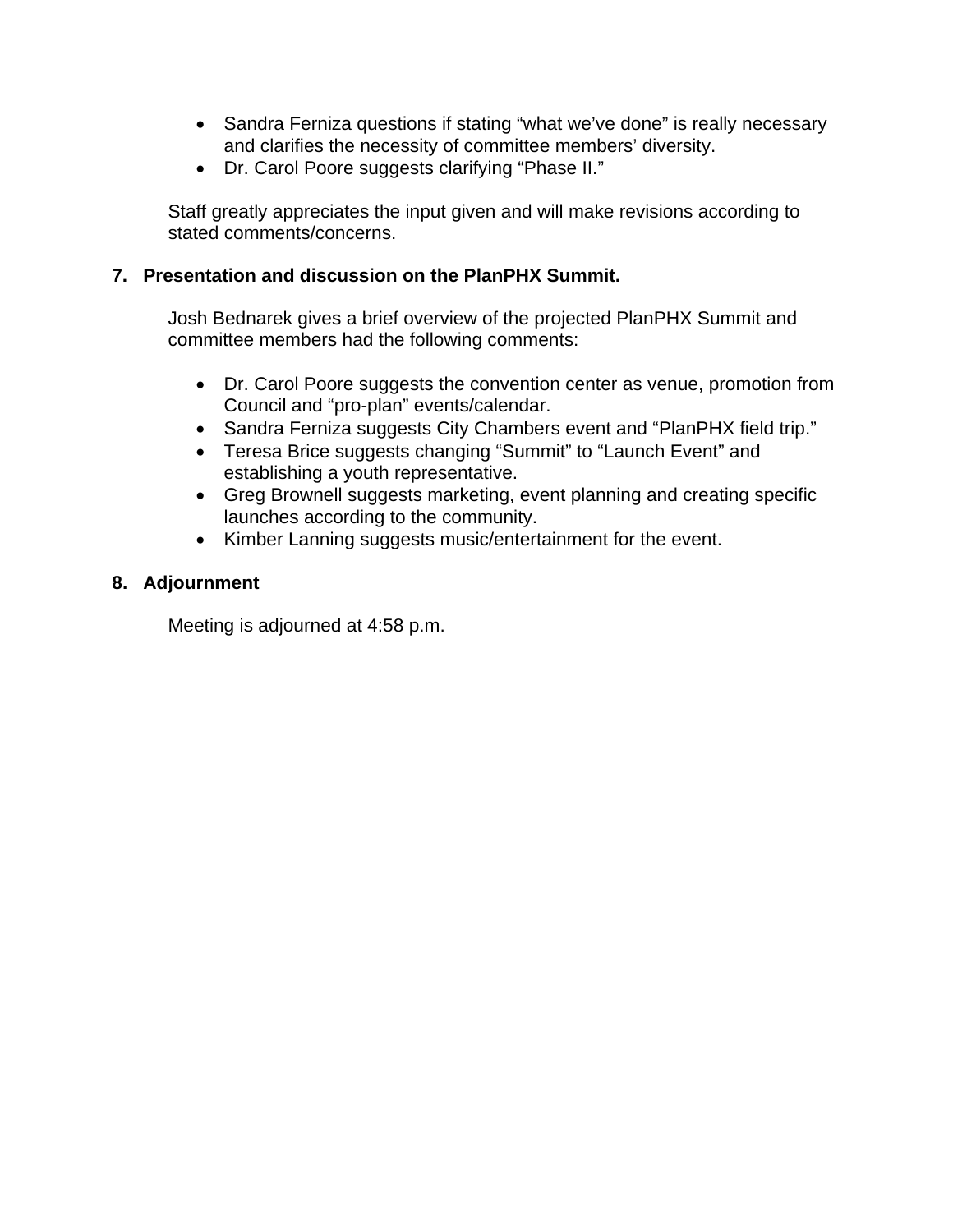- Sandra Ferniza questions if stating "what we've done" is really necessary and clarifies the necessity of committee members' diversity.
- Dr. Carol Poore suggests clarifying "Phase II."

Staff greatly appreciates the input given and will make revisions according to stated comments/concerns.

**7. Presentation and discussion on the PlanPHX Summit.**

Josh Bednarek gives a brief overview of the projected PlanPHX Summit and committee members had the following comments:

- Dr. Carol Poore suggests the convention center as venue, promotion from Council and "pro-plan" events/calendar.
- Sandra Ferniza suggests City Chambers event and "PlanPHX field trip."
- Teresa Brice suggests changing "Summit" to "Launch Event" and establishing a youth representative.
- Greg Brownell suggests marketing, event planning and creating specific launches according to the community.
- Kimber Lanning suggests music/entertainment for the event.

**8. Adjournment**

Meeting is adjourned at 4:58 p.m.